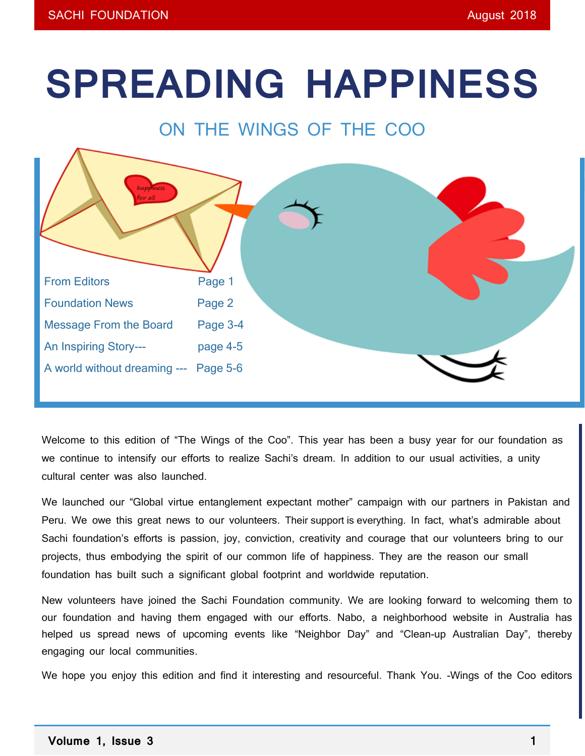# SPREADING HAPPINESS

## ON THE WINGS OF THE COO

| | |
|---|---|
| From Editors | Page 1 |
| Foundation News | Page 2 |
| Message From the Board | Page 3-4 |
| An Inspiring Story--- | page 4-5 |
| A world without dreaming --- | Page 5-6 |

Welcome to this edition of "The Wings of the Coo". This year has been a busy year for our foundation as we continue to intensify our efforts to realize Sachi's dream. In addition to our usual activities, a unity cultural center was also launched.

We launched our "Global virtue entanglement expectant mother" campaign with our partners in Pakistan and Peru. We owe this great news to our volunteers. Their support is everything. In fact, what's admirable about Sachi foundation's efforts is passion, joy, conviction, creativity and courage that our volunteers bring to our projects, thus embodying the spirit of our common life of happiness. They are the reason our small foundation has built such a significant global footprint and worldwide reputation.

New volunteers have joined the Sachi Foundation community. We are looking forward to welcoming them to our foundation and having them engaged with our efforts. Nabo, a neighborhood website in Australia has helped us spread news of upcoming events like "Neighbor Day" and "Clean-up Australian Day", thereby engaging our local communities.

We hope you enjoy this edition and find it interesting and resourceful. Thank You. -Wings of the Coo editors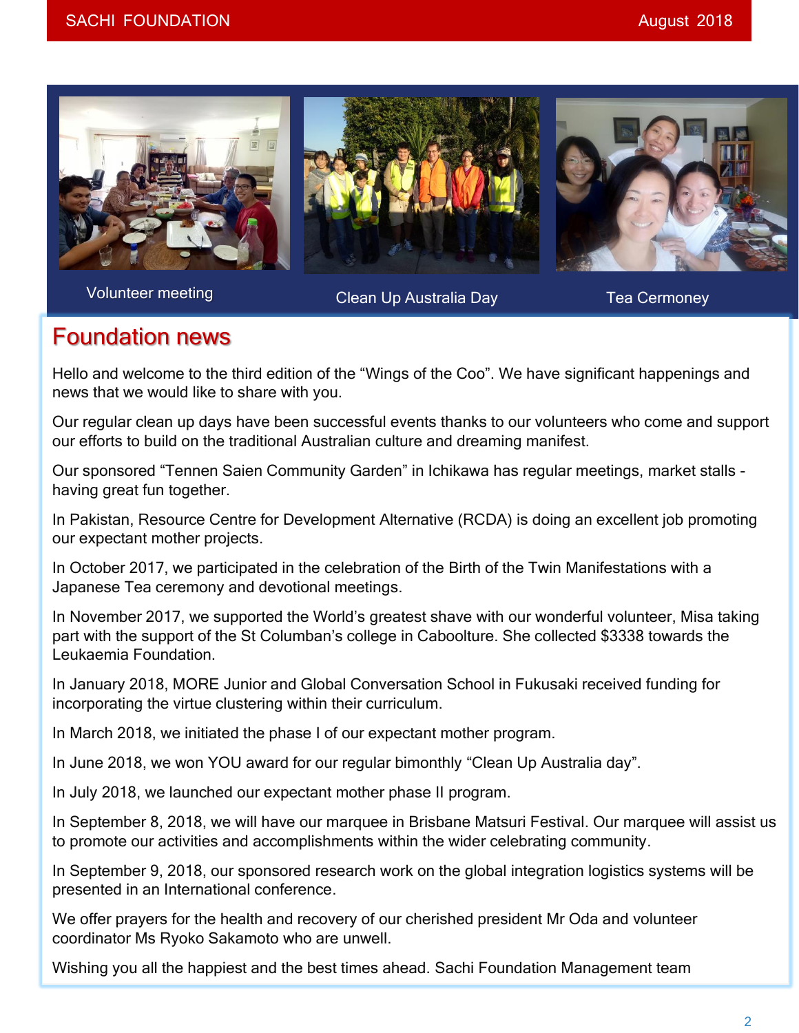Volunteer meeting

Clean Up Australia Day

Tea Cermoney

## Foundation news

Hello and welcome to the third edition of the “Wings of the Coo”. We have significant happenings and news that we would like to share with you.

Our regular clean up days have been successful events thanks to our volunteers who come and support our efforts to build on the traditional Australian culture and dreaming manifest.

Our sponsored “Tennen Saien Community Garden” in Ichikawa has regular meetings, market stalls - having great fun together.

In Pakistan, Resource Centre for Development Alternative (RCDA) is doing an excellent job promoting our expectant mother projects.

In October 2017, we participated in the celebration of the Birth of the Twin Manifestations with a Japanese Tea ceremony and devotional meetings.

In November 2017, we supported the World’s greatest shave with our wonderful volunteer, Misa taking part with the support of the St Columban’s college in Caboolture. She collected $3338 towards the Leukaemia Foundation.

In January 2018, MORE Junior and Global Conversation School in Fukusaki received funding for incorporating the virtue clustering within their curriculum.

In March 2018, we initiated the phase I of our expectant mother program.

In June 2018, we won YOU award for our regular bimonthly “Clean Up Australia day”.

In July 2018, we launched our expectant mother phase II program.

In September 8, 2018, we will have our marquee in Brisbane Matsuri Festival. Our marquee will assist us to promote our activities and accomplishments within the wider celebrating community.

In September 9, 2018, our sponsored research work on the global integration logistics systems will be presented in an International conference.

We offer prayers for the health and recovery of our cherished president Mr Oda and volunteer coordinator Ms Ryoko Sakamoto who are unwell.

Wishing you all the happiest and the best times ahead. Sachi Foundation Management team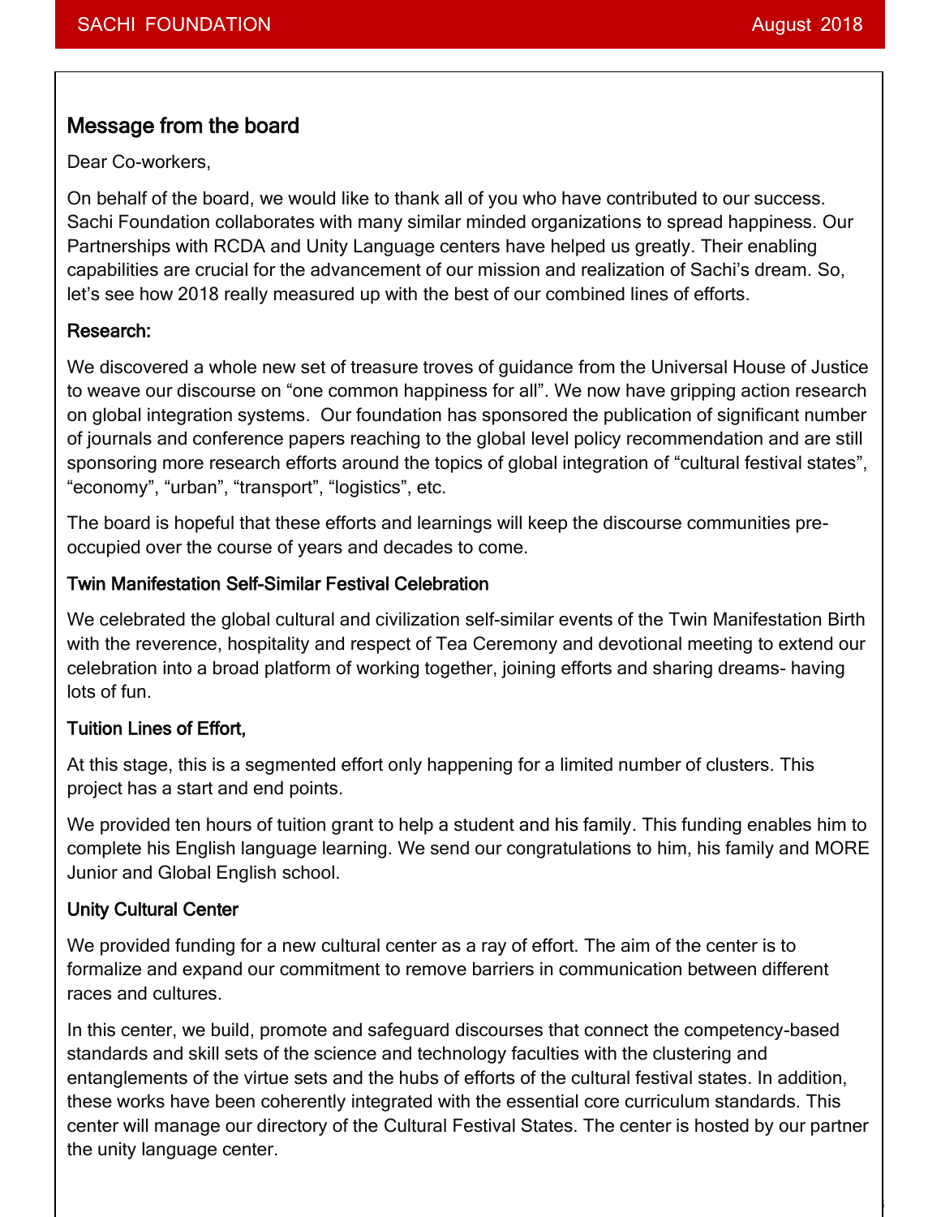## Message from the board

Dear Co-workers,

On behalf of the board, we would like to thank all of you who have contributed to our success. Sachi Foundation collaborates with many similar minded organizations to spread happiness. Our Partnerships with RCDA and Unity Language centers have helped us greatly. Their enabling capabilities are crucial for the advancement of our mission and realization of Sachi's dream. So, let's see how 2018 really measured up with the best of our combined lines of efforts.

### Research:

We discovered a whole new set of treasure troves of guidance from the Universal House of Justice to weave our discourse on "one common happiness for all". We now have gripping action research on global integration systems. Our foundation has sponsored the publication of significant number of journals and conference papers reaching to the global level policy recommendation and are still sponsoring more research efforts around the topics of global integration of "cultural festival states", "economy", "urban", "transport", "logistics", etc.

The board is hopeful that these efforts and learnings will keep the discourse communities pre-occupied over the course of years and decades to come.

### Twin Manifestation Self-Similar Festival Celebration

We celebrated the global cultural and civilization self-similar events of the Twin Manifestation Birth with the reverence, hospitality and respect of Tea Ceremony and devotional meeting to extend our celebration into a broad platform of working together, joining efforts and sharing dreams- having lots of fun.

### Tuition Lines of Effort,

At this stage, this is a segmented effort only happening for a limited number of clusters. This project has a start and end points.

We provided ten hours of tuition grant to help a student and his family. This funding enables him to complete his English language learning. We send our congratulations to him, his family and MORE Junior and Global English school.

### Unity Cultural Center

We provided funding for a new cultural center as a ray of effort. The aim of the center is to formalize and expand our commitment to remove barriers in communication between different races and cultures.

In this center, we build, promote and safeguard discourses that connect the competency-based standards and skill sets of the science and technology faculties with the clustering and entanglements of the virtue sets and the hubs of efforts of the cultural festival states. In addition, these works have been coherently integrated with the essential core curriculum standards. This center will manage our directory of the Cultural Festival States. The center is hosted by our partner the unity language center.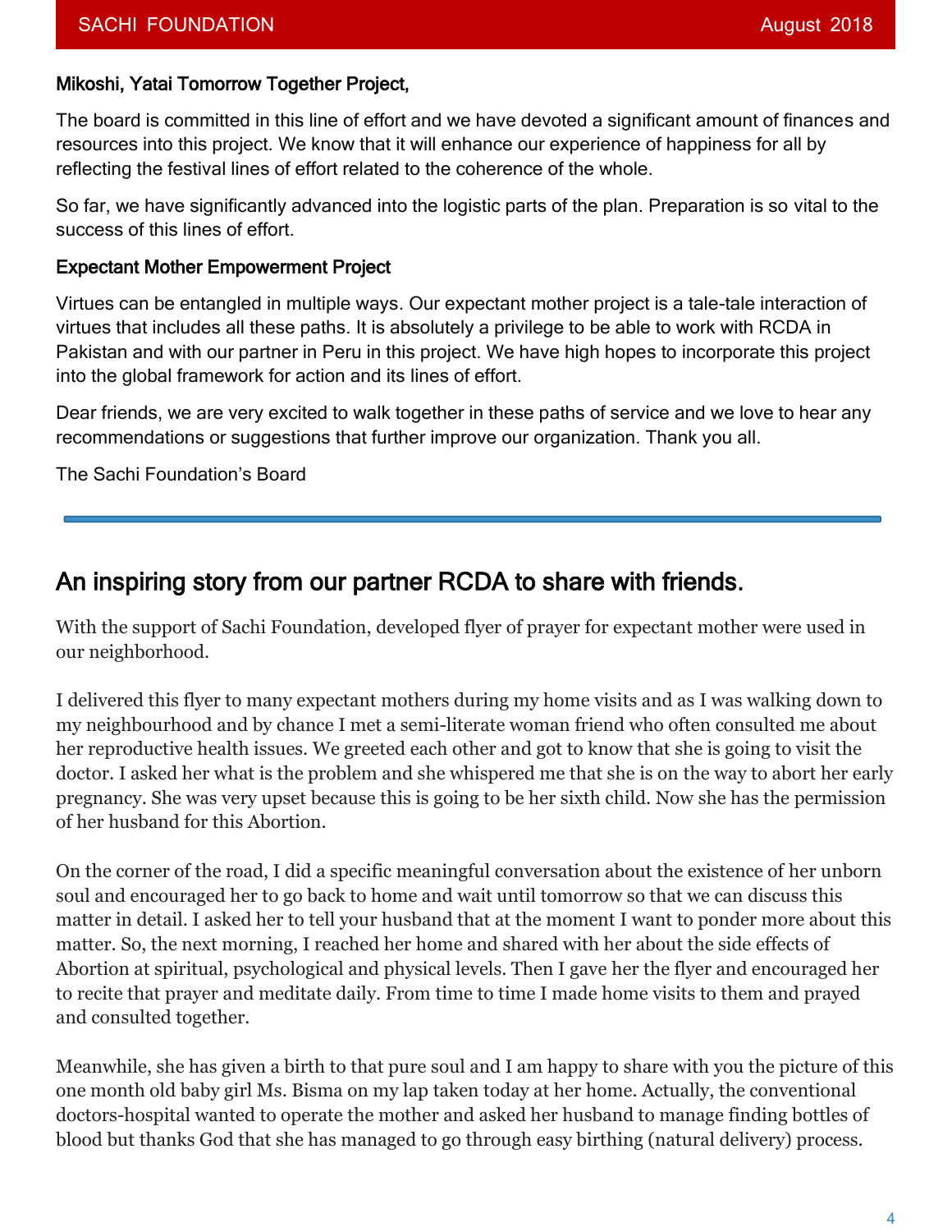**Mikoshi, Yatai Tomorrow Together Project,**

The board is committed in this line of effort and we have devoted a significant amount of finances and resources into this project. We know that it will enhance our experience of happiness for all by reflecting the festival lines of effort related to the coherence of the whole.

So far, we have significantly advanced into the logistic parts of the plan. Preparation is so vital to the success of this lines of effort.

**Expectant Mother Empowerment Project**

Virtues can be entangled in multiple ways. Our expectant mother project is a tale-tale interaction of virtues that includes all these paths. It is absolutely a privilege to be able to work with RCDA in Pakistan and with our partner in Peru in this project. We have high hopes to incorporate this project into the global framework for action and its lines of effort.

Dear friends, we are very excited to walk together in these paths of service and we love to hear any recommendations or suggestions that further improve our organization. Thank you all.

The Sachi Foundation's Board

---

## An inspiring story from our partner RCDA to share with friends.

With the support of Sachi Foundation, developed flyer of prayer for expectant mother were used in our neighborhood.

I delivered this flyer to many expectant mothers during my home visits and as I was walking down to my neighbourhood and by chance I met a semi-literate woman friend who often consulted me about her reproductive health issues. We greeted each other and got to know that she is going to visit the doctor. I asked her what is the problem and she whispered me that she is on the way to abort her early pregnancy. She was very upset because this is going to be her sixth child. Now she has the permission of her husband for this Abortion.

On the corner of the road, I did a specific meaningful conversation about the existence of her unborn soul and encouraged her to go back to home and wait until tomorrow so that we can discuss this matter in detail. I asked her to tell your husband that at the moment I want to ponder more about this matter. So, the next morning, I reached her home and shared with her about the side effects of Abortion at spiritual, psychological and physical levels. Then I gave her the flyer and encouraged her to recite that prayer and meditate daily. From time to time I made home visits to them and prayed and consulted together.

Meanwhile, she has given a birth to that pure soul and I am happy to share with you the picture of this one month old baby girl Ms. Bisma on my lap taken today at her home. Actually, the conventional doctors-hospital wanted to operate the mother and asked her husband to manage finding bottles of blood but thanks God that she has managed to go through easy birthing (natural delivery) process.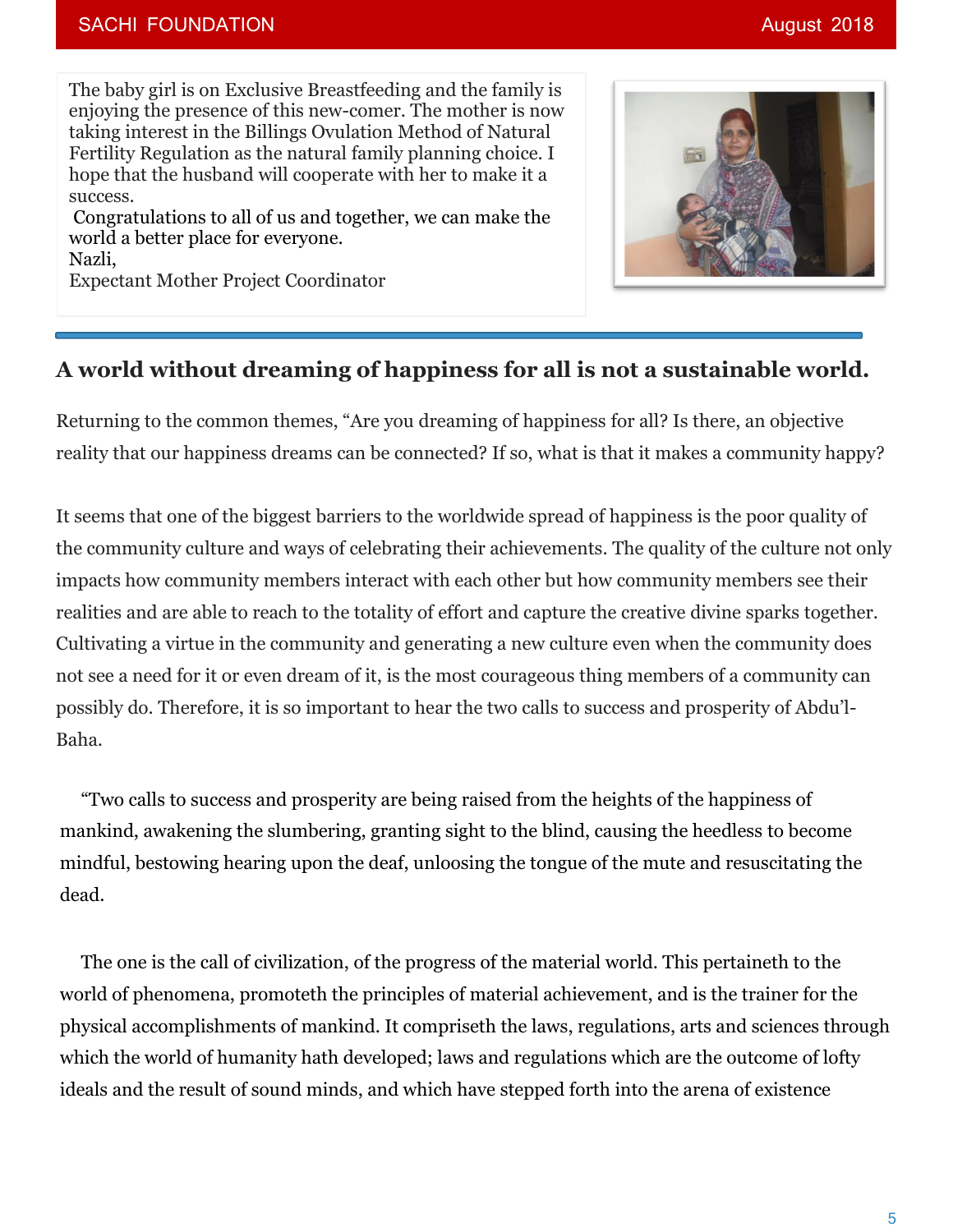The baby girl is on Exclusive Breastfeeding and the family is enjoying the presence of this new-comer. The mother is now taking interest in the Billings Ovulation Method of Natural Fertility Regulation as the natural family planning choice. I hope that the husband will cooperate with her to make it a success.

Congratulations to all of us and together, we can make the world a better place for everyone.

Nazli,
Expectant Mother Project Coordinator

## A world without dreaming of happiness for all is not a sustainable world.

Returning to the common themes, "Are you dreaming of happiness for all? Is there, an objective reality that our happiness dreams can be connected? If so, what is that it makes a community happy?

It seems that one of the biggest barriers to the worldwide spread of happiness is the poor quality of the community culture and ways of celebrating their achievements. The quality of the culture not only impacts how community members interact with each other but how community members see their realities and are able to reach to the totality of effort and capture the creative divine sparks together. Cultivating a virtue in the community and generating a new culture even when the community does not see a need for it or even dream of it, is the most courageous thing members of a community can possibly do. Therefore, it is so important to hear the two calls to success and prosperity of Abdu'l-Baha.

"Two calls to success and prosperity are being raised from the heights of the happiness of mankind, awakening the slumbering, granting sight to the blind, causing the heedless to become mindful, bestowing hearing upon the deaf, unloosing the tongue of the mute and resuscitating the dead.

The one is the call of civilization, of the progress of the material world. This pertaineth to the world of phenomena, promoteth the principles of material achievement, and is the trainer for the physical accomplishments of mankind. It compriseth the laws, regulations, arts and sciences through which the world of humanity hath developed; laws and regulations which are the outcome of lofty ideals and the result of sound minds, and which have stepped forth into the arena of existence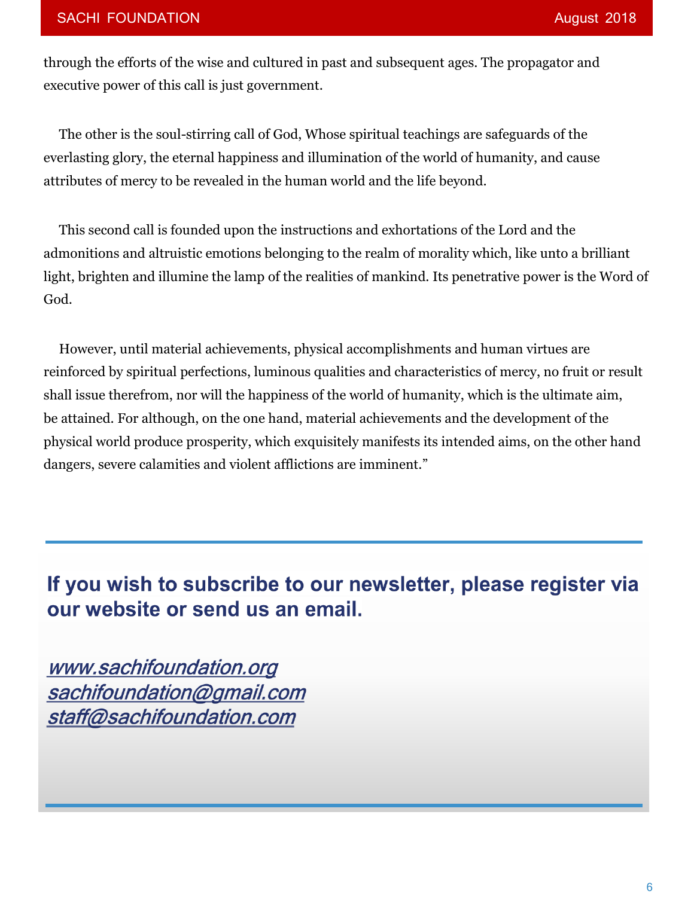through the efforts of the wise and cultured in past and subsequent ages. The propagator and executive power of this call is just government.

The other is the soul-stirring call of God, Whose spiritual teachings are safeguards of the everlasting glory, the eternal happiness and illumination of the world of humanity, and cause attributes of mercy to be revealed in the human world and the life beyond.

This second call is founded upon the instructions and exhortations of the Lord and the admonitions and altruistic emotions belonging to the realm of morality which, like unto a brilliant light, brighten and illumine the lamp of the realities of mankind. Its penetrative power is the Word of God.

However, until material achievements, physical accomplishments and human virtues are reinforced by spiritual perfections, luminous qualities and characteristics of mercy, no fruit or result shall issue therefrom, nor will the happiness of the world of humanity, which is the ultimate aim, be attained. For although, on the one hand, material achievements and the development of the physical world produce prosperity, which exquisitely manifests its intended aims, on the other hand dangers, severe calamities and violent afflictions are imminent."

---

**If you wish to subscribe to our newsletter, please register via our website or send us an email.**

*www.sachifoundation.org*
*sachifoundation@gmail.com*
*staff@sachifoundation.com*